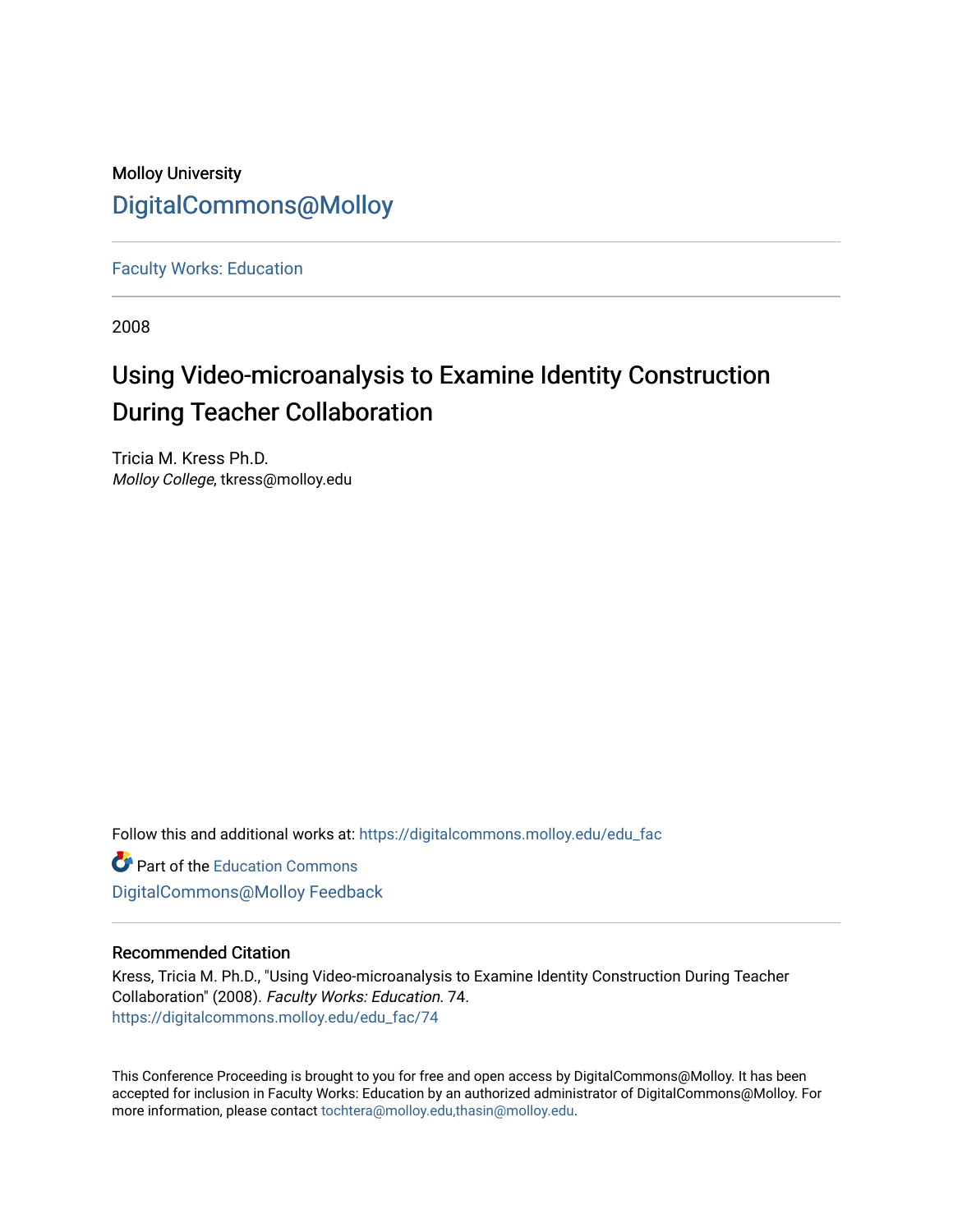Molloy University

DigitalCommons@Molloy

Faculty Works: Education

2008

# Using Video-microanalysis to Examine Identity Construction During Teacher Collaboration

Tricia M. Kress Ph.D.
*Molloy College*, tkress@molloy.edu

Follow this and additional works at: https://digitalcommons.molloy.edu/edu_fac

Part of the Education Commons

DigitalCommons@Molloy Feedback

## Recommended Citation

Kress, Tricia M. Ph.D., "Using Video-microanalysis to Examine Identity Construction During Teacher Collaboration" (2008). *Faculty Works: Education*. 74.
https://digitalcommons.molloy.edu/edu_fac/74

This Conference Proceeding is brought to you for free and open access by DigitalCommons@Molloy. It has been accepted for inclusion in Faculty Works: Education by an authorized administrator of DigitalCommons@Molloy. For more information, please contact tochtera@molloy.edu,thasin@molloy.edu.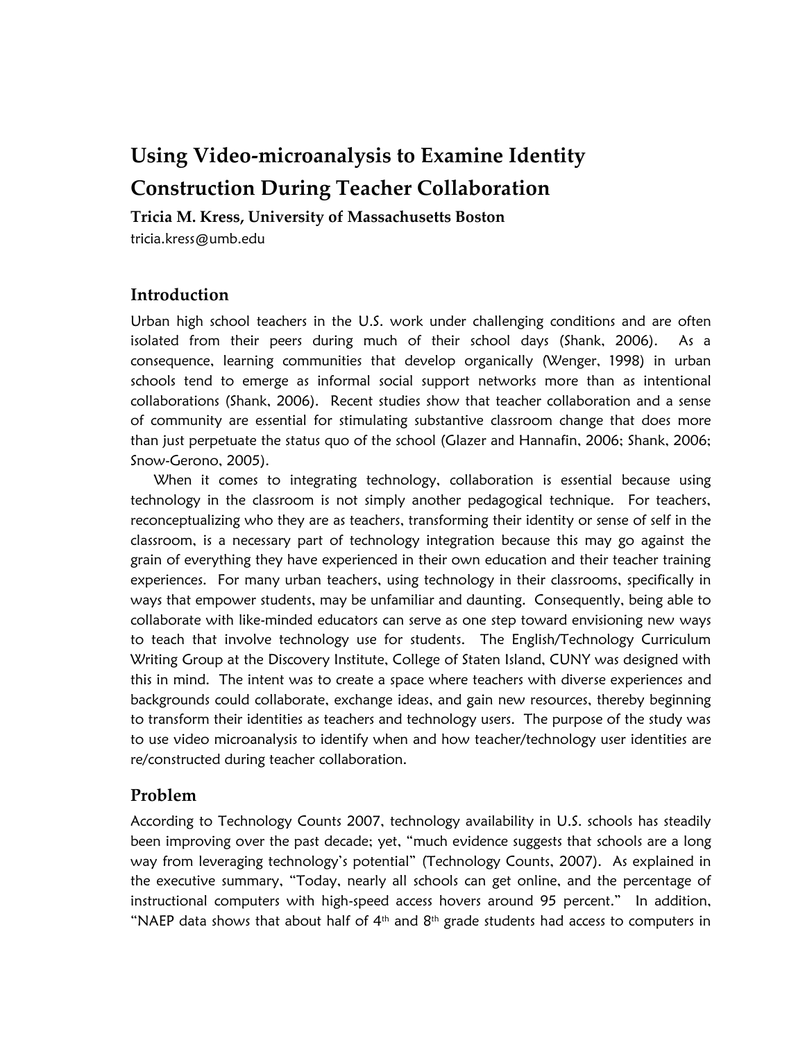# Using Video-microanalysis to Examine Identity Construction During Teacher Collaboration

**Tricia M. Kress, University of Massachusetts Boston**

tricia.kress@umb.edu

## Introduction

Urban high school teachers in the U.S. work under challenging conditions and are often isolated from their peers during much of their school days (Shank, 2006). As a consequence, learning communities that develop organically (Wenger, 1998) in urban schools tend to emerge as informal social support networks more than as intentional collaborations (Shank, 2006). Recent studies show that teacher collaboration and a sense of community are essential for stimulating substantive classroom change that does more than just perpetuate the status quo of the school (Glazer and Hannafin, 2006; Shank, 2006; Snow-Gerono, 2005).

When it comes to integrating technology, collaboration is essential because using technology in the classroom is not simply another pedagogical technique. For teachers, reconceptualizing who they are as teachers, transforming their identity or sense of self in the classroom, is a necessary part of technology integration because this may go against the grain of everything they have experienced in their own education and their teacher training experiences. For many urban teachers, using technology in their classrooms, specifically in ways that empower students, may be unfamiliar and daunting. Consequently, being able to collaborate with like-minded educators can serve as one step toward envisioning new ways to teach that involve technology use for students. The English/Technology Curriculum Writing Group at the Discovery Institute, College of Staten Island, CUNY was designed with this in mind. The intent was to create a space where teachers with diverse experiences and backgrounds could collaborate, exchange ideas, and gain new resources, thereby beginning to transform their identities as teachers and technology users. The purpose of the study was to use video microanalysis to identify when and how teacher/technology user identities are re/constructed during teacher collaboration.

## Problem

According to Technology Counts 2007, technology availability in U.S. schools has steadily been improving over the past decade; yet, "much evidence suggests that schools are a long way from leveraging technology's potential" (Technology Counts, 2007). As explained in the executive summary, "Today, nearly all schools can get online, and the percentage of instructional computers with high-speed access hovers around 95 percent." In addition, "NAEP data shows that about half of 4th and 8th grade students had access to computers in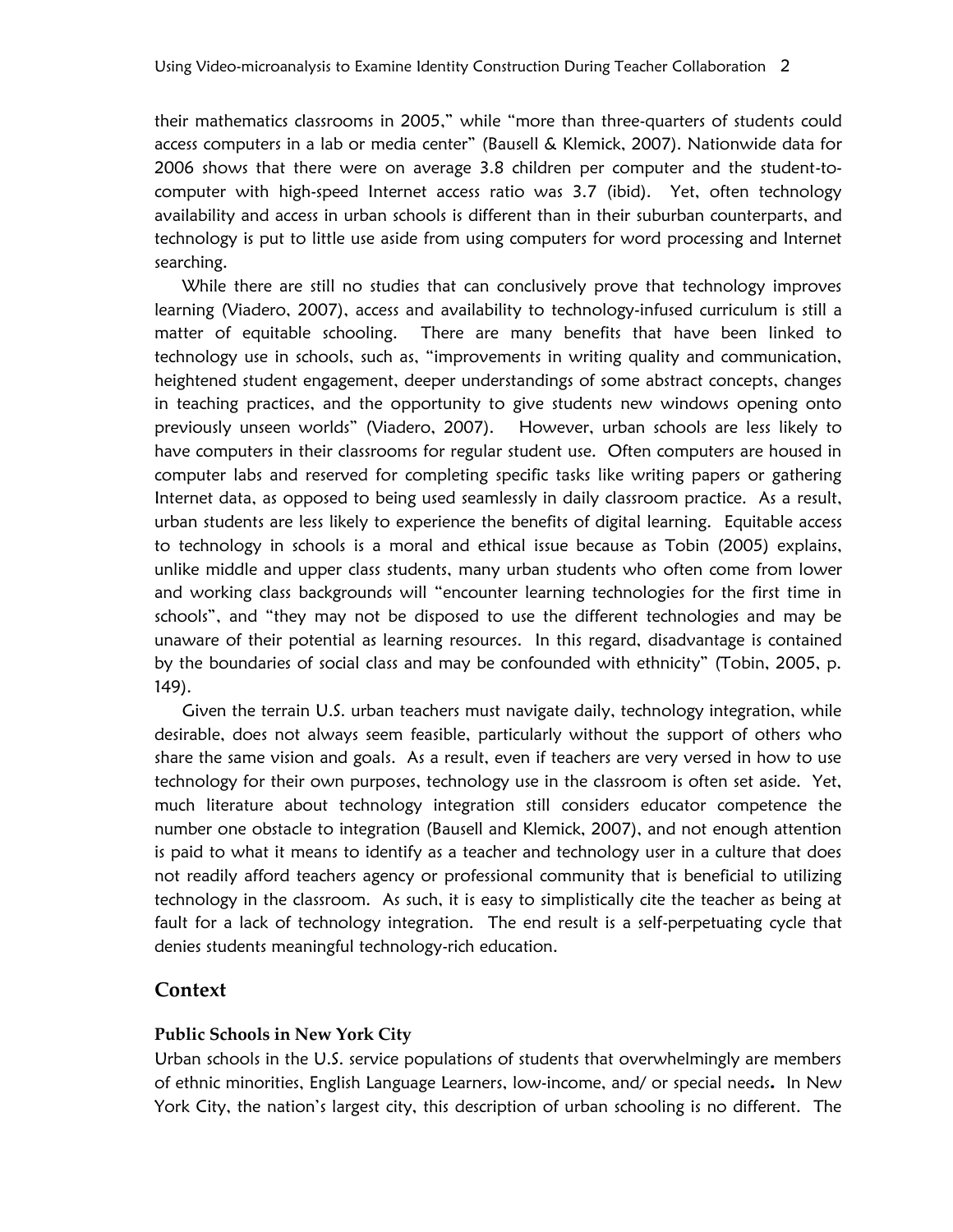their mathematics classrooms in 2005," while "more than three-quarters of students could access computers in a lab or media center" (Bausell & Klemick, 2007). Nationwide data for 2006 shows that there were on average 3.8 children per computer and the student-to-computer with high-speed Internet access ratio was 3.7 (ibid). Yet, often technology availability and access in urban schools is different than in their suburban counterparts, and technology is put to little use aside from using computers for word processing and Internet searching.

While there are still no studies that can conclusively prove that technology improves learning (Viadero, 2007), access and availability to technology-infused curriculum is still a matter of equitable schooling. There are many benefits that have been linked to technology use in schools, such as, "improvements in writing quality and communication, heightened student engagement, deeper understandings of some abstract concepts, changes in teaching practices, and the opportunity to give students new windows opening onto previously unseen worlds" (Viadero, 2007). However, urban schools are less likely to have computers in their classrooms for regular student use. Often computers are housed in computer labs and reserved for completing specific tasks like writing papers or gathering Internet data, as opposed to being used seamlessly in daily classroom practice. As a result, urban students are less likely to experience the benefits of digital learning. Equitable access to technology in schools is a moral and ethical issue because as Tobin (2005) explains, unlike middle and upper class students, many urban students who often come from lower and working class backgrounds will "encounter learning technologies for the first time in schools", and "they may not be disposed to use the different technologies and may be unaware of their potential as learning resources. In this regard, disadvantage is contained by the boundaries of social class and may be confounded with ethnicity" (Tobin, 2005, p. 149).

Given the terrain U.S. urban teachers must navigate daily, technology integration, while desirable, does not always seem feasible, particularly without the support of others who share the same vision and goals. As a result, even if teachers are very versed in how to use technology for their own purposes, technology use in the classroom is often set aside. Yet, much literature about technology integration still considers educator competence the number one obstacle to integration (Bausell and Klemick, 2007), and not enough attention is paid to what it means to identify as a teacher and technology user in a culture that does not readily afford teachers agency or professional community that is beneficial to utilizing technology in the classroom. As such, it is easy to simplistically cite the teacher as being at fault for a lack of technology integration. The end result is a self-perpetuating cycle that denies students meaningful technology-rich education.

## Context

### Public Schools in New York City

Urban schools in the U.S. service populations of students that overwhelmingly are members of ethnic minorities, English Language Learners, low-income, and/ or special needs**.** In New York City, the nation's largest city, this description of urban schooling is no different. The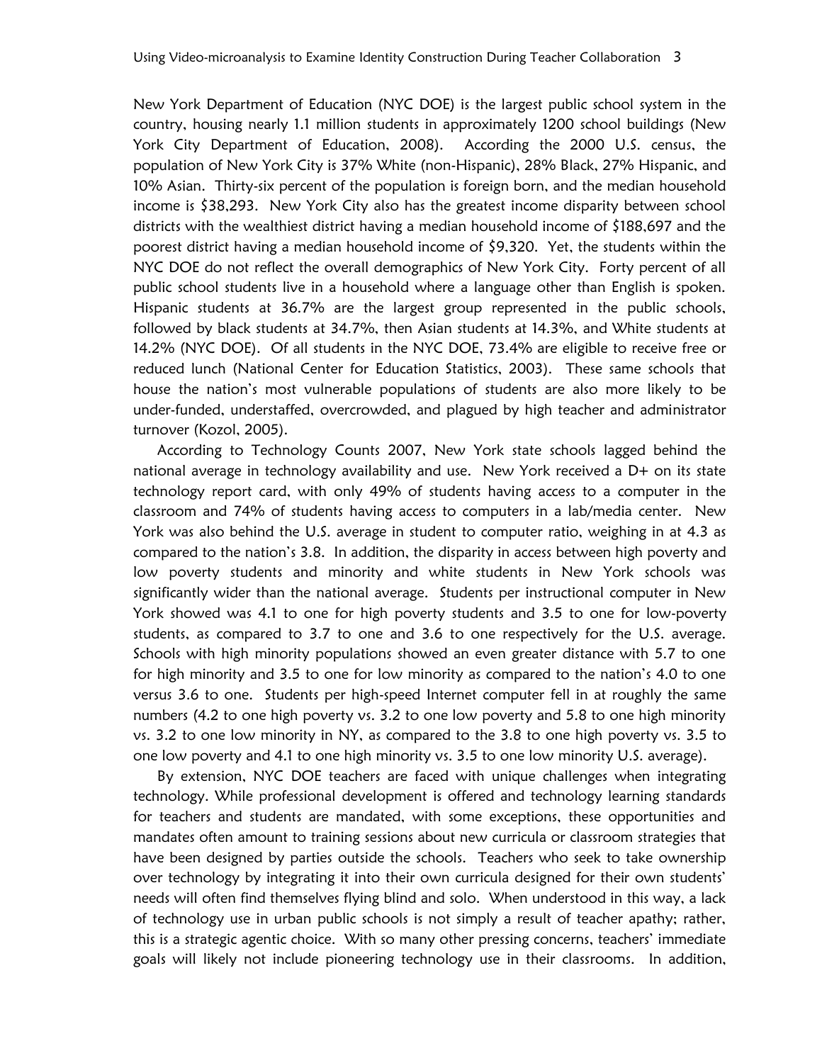New York Department of Education (NYC DOE) is the largest public school system in the country, housing nearly 1.1 million students in approximately 1200 school buildings (New York City Department of Education, 2008). According the 2000 U.S. census, the population of New York City is 37% White (non-Hispanic), 28% Black, 27% Hispanic, and 10% Asian. Thirty-six percent of the population is foreign born, and the median household income is $38,293. New York City also has the greatest income disparity between school districts with the wealthiest district having a median household income of $188,697 and the poorest district having a median household income of $9,320. Yet, the students within the NYC DOE do not reflect the overall demographics of New York City. Forty percent of all public school students live in a household where a language other than English is spoken. Hispanic students at 36.7% are the largest group represented in the public schools, followed by black students at 34.7%, then Asian students at 14.3%, and White students at 14.2% (NYC DOE). Of all students in the NYC DOE, 73.4% are eligible to receive free or reduced lunch (National Center for Education Statistics, 2003). These same schools that house the nation's most vulnerable populations of students are also more likely to be under-funded, understaffed, overcrowded, and plagued by high teacher and administrator turnover (Kozol, 2005).

According to Technology Counts 2007, New York state schools lagged behind the national average in technology availability and use. New York received a D+ on its state technology report card, with only 49% of students having access to a computer in the classroom and 74% of students having access to computers in a lab/media center. New York was also behind the U.S. average in student to computer ratio, weighing in at 4.3 as compared to the nation's 3.8. In addition, the disparity in access between high poverty and low poverty students and minority and white students in New York schools was significantly wider than the national average. Students per instructional computer in New York showed was 4.1 to one for high poverty students and 3.5 to one for low-poverty students, as compared to 3.7 to one and 3.6 to one respectively for the U.S. average. Schools with high minority populations showed an even greater distance with 5.7 to one for high minority and 3.5 to one for low minority as compared to the nation's 4.0 to one versus 3.6 to one. Students per high-speed Internet computer fell in at roughly the same numbers (4.2 to one high poverty vs. 3.2 to one low poverty and 5.8 to one high minority vs. 3.2 to one low minority in NY, as compared to the 3.8 to one high poverty vs. 3.5 to one low poverty and 4.1 to one high minority vs. 3.5 to one low minority U.S. average).

By extension, NYC DOE teachers are faced with unique challenges when integrating technology. While professional development is offered and technology learning standards for teachers and students are mandated, with some exceptions, these opportunities and mandates often amount to training sessions about new curricula or classroom strategies that have been designed by parties outside the schools. Teachers who seek to take ownership over technology by integrating it into their own curricula designed for their own students' needs will often find themselves flying blind and solo. When understood in this way, a lack of technology use in urban public schools is not simply a result of teacher apathy; rather, this is a strategic agentic choice. With so many other pressing concerns, teachers' immediate goals will likely not include pioneering technology use in their classrooms. In addition,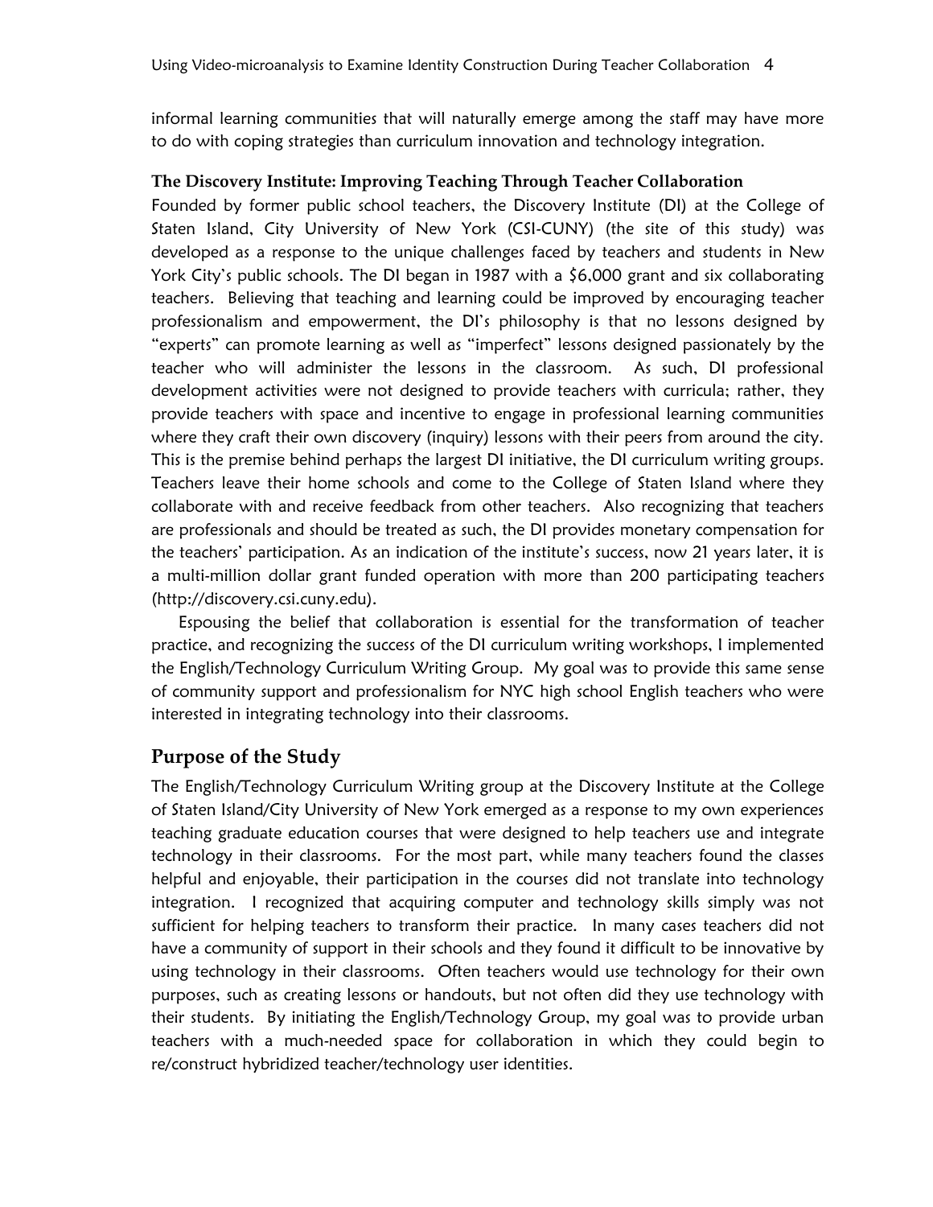informal learning communities that will naturally emerge among the staff may have more to do with coping strategies than curriculum innovation and technology integration.

**The Discovery Institute: Improving Teaching Through Teacher Collaboration**

Founded by former public school teachers, the Discovery Institute (DI) at the College of Staten Island, City University of New York (CSI-CUNY) (the site of this study) was developed as a response to the unique challenges faced by teachers and students in New York City's public schools. The DI began in 1987 with a $6,000 grant and six collaborating teachers. Believing that teaching and learning could be improved by encouraging teacher professionalism and empowerment, the DI's philosophy is that no lessons designed by "experts" can promote learning as well as "imperfect" lessons designed passionately by the teacher who will administer the lessons in the classroom. As such, DI professional development activities were not designed to provide teachers with curricula; rather, they provide teachers with space and incentive to engage in professional learning communities where they craft their own discovery (inquiry) lessons with their peers from around the city. This is the premise behind perhaps the largest DI initiative, the DI curriculum writing groups. Teachers leave their home schools and come to the College of Staten Island where they collaborate with and receive feedback from other teachers. Also recognizing that teachers are professionals and should be treated as such, the DI provides monetary compensation for the teachers' participation. As an indication of the institute's success, now 21 years later, it is a multi-million dollar grant funded operation with more than 200 participating teachers (http://discovery.csi.cuny.edu).

Espousing the belief that collaboration is essential for the transformation of teacher practice, and recognizing the success of the DI curriculum writing workshops, I implemented the English/Technology Curriculum Writing Group. My goal was to provide this same sense of community support and professionalism for NYC high school English teachers who were interested in integrating technology into their classrooms.

## Purpose of the Study

The English/Technology Curriculum Writing group at the Discovery Institute at the College of Staten Island/City University of New York emerged as a response to my own experiences teaching graduate education courses that were designed to help teachers use and integrate technology in their classrooms. For the most part, while many teachers found the classes helpful and enjoyable, their participation in the courses did not translate into technology integration. I recognized that acquiring computer and technology skills simply was not sufficient for helping teachers to transform their practice. In many cases teachers did not have a community of support in their schools and they found it difficult to be innovative by using technology in their classrooms. Often teachers would use technology for their own purposes, such as creating lessons or handouts, but not often did they use technology with their students. By initiating the English/Technology Group, my goal was to provide urban teachers with a much-needed space for collaboration in which they could begin to re/construct hybridized teacher/technology user identities.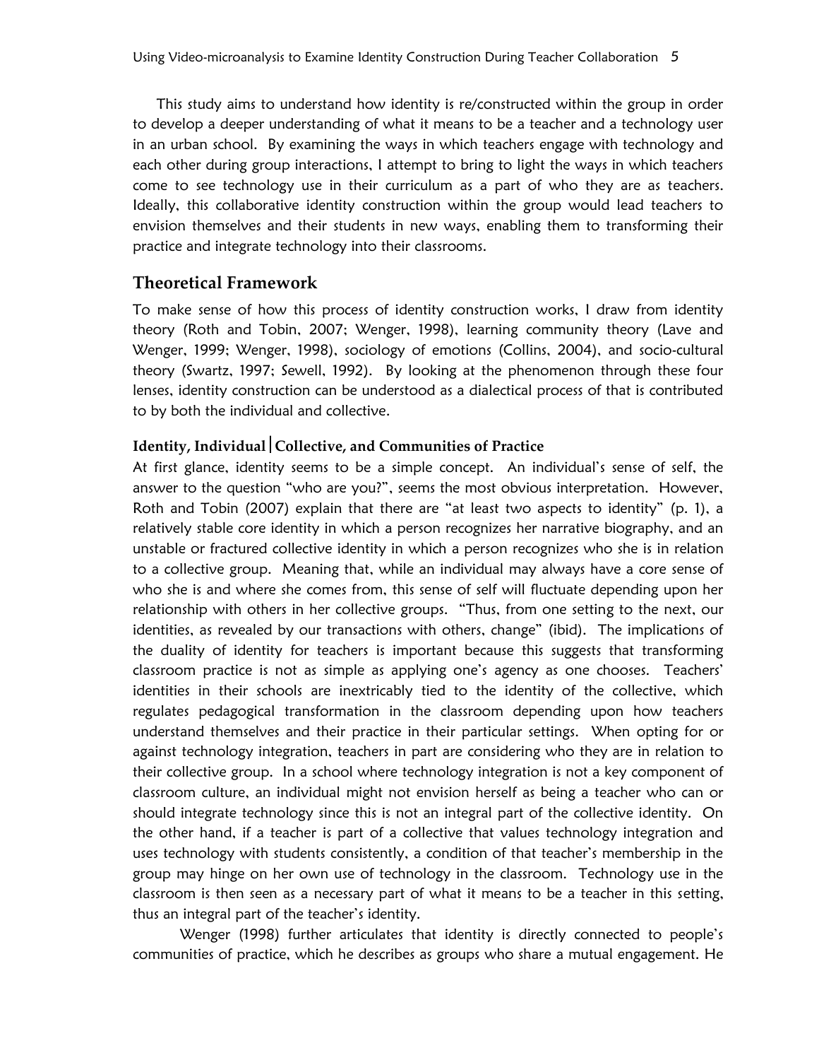This study aims to understand how identity is re/constructed within the group in order to develop a deeper understanding of what it means to be a teacher and a technology user in an urban school. By examining the ways in which teachers engage with technology and each other during group interactions, I attempt to bring to light the ways in which teachers come to see technology use in their curriculum as a part of who they are as teachers. Ideally, this collaborative identity construction within the group would lead teachers to envision themselves and their students in new ways, enabling them to transforming their practice and integrate technology into their classrooms.

## Theoretical Framework

To make sense of how this process of identity construction works, I draw from identity theory (Roth and Tobin, 2007; Wenger, 1998), learning community theory (Lave and Wenger, 1999; Wenger, 1998), sociology of emotions (Collins, 2004), and socio-cultural theory (Swartz, 1997; Sewell, 1992). By looking at the phenomenon through these four lenses, identity construction can be understood as a dialectical process of that is contributed to by both the individual and collective.

### Identity, Individual|Collective, and Communities of Practice

At first glance, identity seems to be a simple concept. An individual's sense of self, the answer to the question "who are you?", seems the most obvious interpretation. However, Roth and Tobin (2007) explain that there are "at least two aspects to identity" (p. 1), a relatively stable core identity in which a person recognizes her narrative biography, and an unstable or fractured collective identity in which a person recognizes who she is in relation to a collective group. Meaning that, while an individual may always have a core sense of who she is and where she comes from, this sense of self will fluctuate depending upon her relationship with others in her collective groups. "Thus, from one setting to the next, our identities, as revealed by our transactions with others, change" (ibid). The implications of the duality of identity for teachers is important because this suggests that transforming classroom practice is not as simple as applying one's agency as one chooses. Teachers' identities in their schools are inextricably tied to the identity of the collective, which regulates pedagogical transformation in the classroom depending upon how teachers understand themselves and their practice in their particular settings. When opting for or against technology integration, teachers in part are considering who they are in relation to their collective group. In a school where technology integration is not a key component of classroom culture, an individual might not envision herself as being a teacher who can or should integrate technology since this is not an integral part of the collective identity. On the other hand, if a teacher is part of a collective that values technology integration and uses technology with students consistently, a condition of that teacher's membership in the group may hinge on her own use of technology in the classroom. Technology use in the classroom is then seen as a necessary part of what it means to be a teacher in this setting, thus an integral part of the teacher's identity.

Wenger (1998) further articulates that identity is directly connected to people's communities of practice, which he describes as groups who share a mutual engagement. He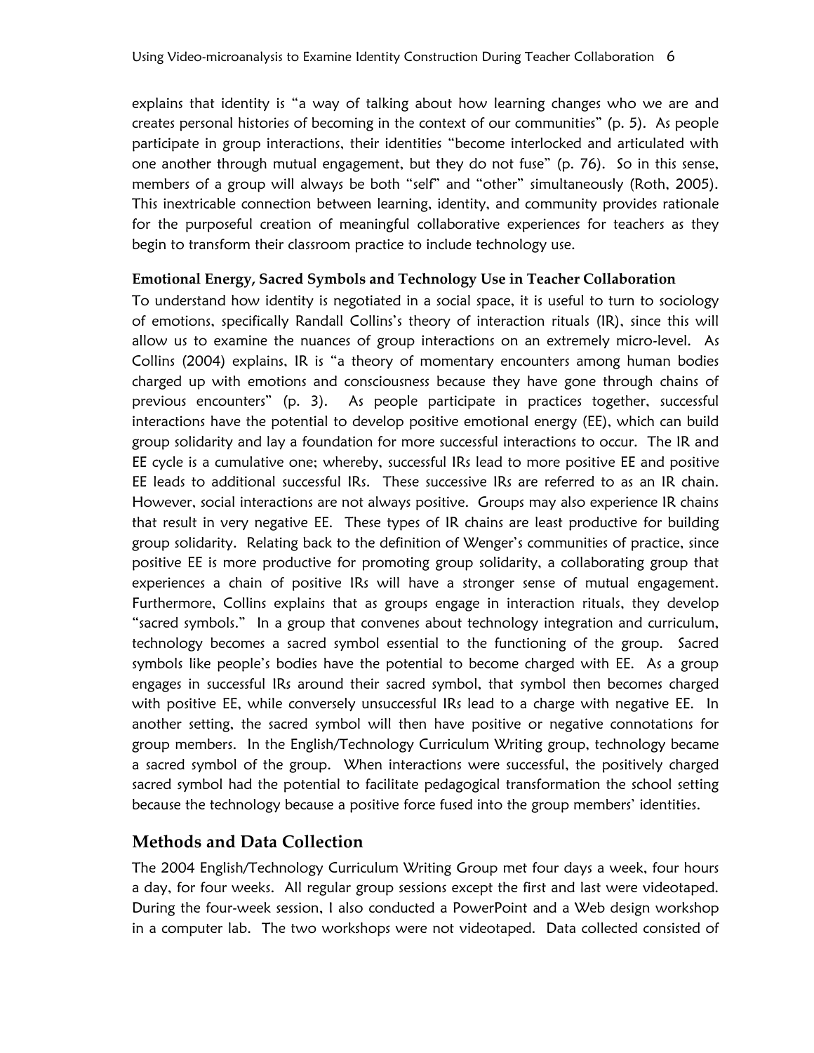explains that identity is "a way of talking about how learning changes who we are and creates personal histories of becoming in the context of our communities" (p. 5). As people participate in group interactions, their identities "become interlocked and articulated with one another through mutual engagement, but they do not fuse" (p. 76). So in this sense, members of a group will always be both "self" and "other" simultaneously (Roth, 2005). This inextricable connection between learning, identity, and community provides rationale for the purposeful creation of meaningful collaborative experiences for teachers as they begin to transform their classroom practice to include technology use.

### Emotional Energy, Sacred Symbols and Technology Use in Teacher Collaboration

To understand how identity is negotiated in a social space, it is useful to turn to sociology of emotions, specifically Randall Collins's theory of interaction rituals (IR), since this will allow us to examine the nuances of group interactions on an extremely micro-level. As Collins (2004) explains, IR is "a theory of momentary encounters among human bodies charged up with emotions and consciousness because they have gone through chains of previous encounters" (p. 3). As people participate in practices together, successful interactions have the potential to develop positive emotional energy (EE), which can build group solidarity and lay a foundation for more successful interactions to occur. The IR and EE cycle is a cumulative one; whereby, successful IRs lead to more positive EE and positive EE leads to additional successful IRs. These successive IRs are referred to as an IR chain. However, social interactions are not always positive. Groups may also experience IR chains that result in very negative EE. These types of IR chains are least productive for building group solidarity. Relating back to the definition of Wenger's communities of practice, since positive EE is more productive for promoting group solidarity, a collaborating group that experiences a chain of positive IRs will have a stronger sense of mutual engagement. Furthermore, Collins explains that as groups engage in interaction rituals, they develop "sacred symbols." In a group that convenes about technology integration and curriculum, technology becomes a sacred symbol essential to the functioning of the group. Sacred symbols like people's bodies have the potential to become charged with EE. As a group engages in successful IRs around their sacred symbol, that symbol then becomes charged with positive EE, while conversely unsuccessful IRs lead to a charge with negative EE. In another setting, the sacred symbol will then have positive or negative connotations for group members. In the English/Technology Curriculum Writing group, technology became a sacred symbol of the group. When interactions were successful, the positively charged sacred symbol had the potential to facilitate pedagogical transformation the school setting because the technology because a positive force fused into the group members' identities.

## Methods and Data Collection

The 2004 English/Technology Curriculum Writing Group met four days a week, four hours a day, for four weeks. All regular group sessions except the first and last were videotaped. During the four-week session, I also conducted a PowerPoint and a Web design workshop in a computer lab. The two workshops were not videotaped. Data collected consisted of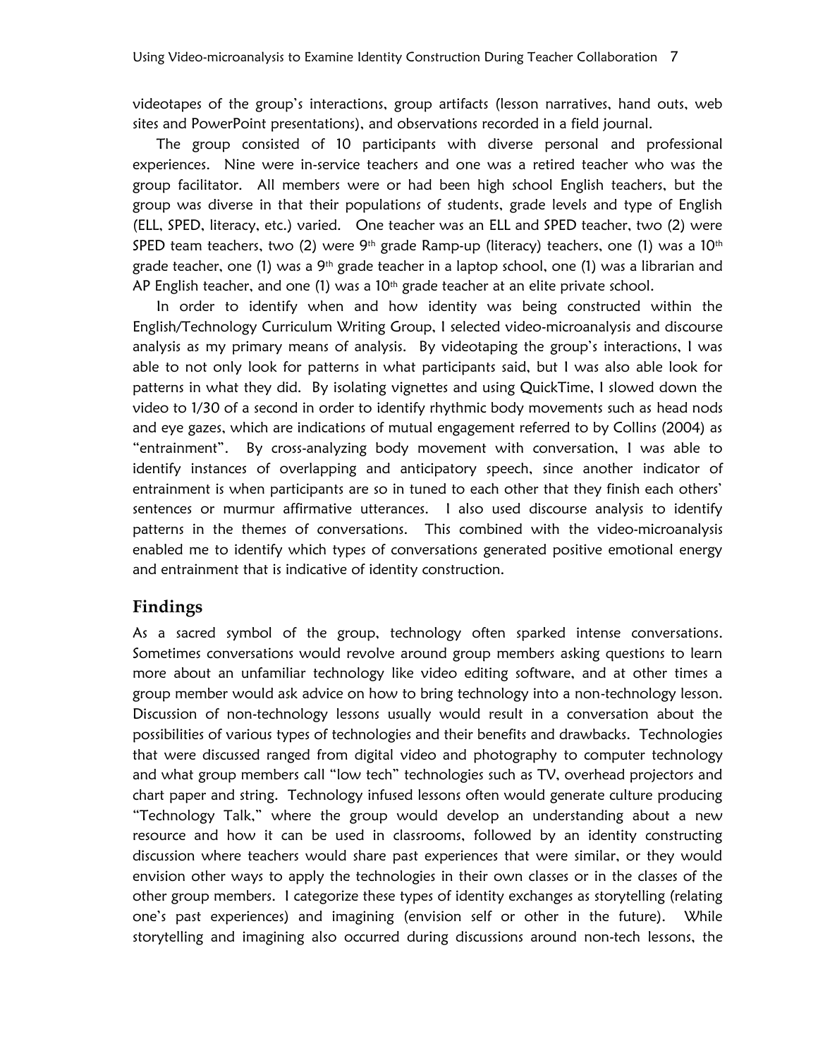videotapes of the group's interactions, group artifacts (lesson narratives, hand outs, web sites and PowerPoint presentations), and observations recorded in a field journal.

The group consisted of 10 participants with diverse personal and professional experiences. Nine were in-service teachers and one was a retired teacher who was the group facilitator. All members were or had been high school English teachers, but the group was diverse in that their populations of students, grade levels and type of English (ELL, SPED, literacy, etc.) varied. One teacher was an ELL and SPED teacher, two (2) were SPED team teachers, two (2) were 9th grade Ramp-up (literacy) teachers, one (1) was a 10th grade teacher, one (1) was a 9th grade teacher in a laptop school, one (1) was a librarian and AP English teacher, and one (1) was a 10th grade teacher at an elite private school.

In order to identify when and how identity was being constructed within the English/Technology Curriculum Writing Group, I selected video-microanalysis and discourse analysis as my primary means of analysis. By videotaping the group's interactions, I was able to not only look for patterns in what participants said, but I was also able look for patterns in what they did. By isolating vignettes and using QuickTime, I slowed down the video to 1/30 of a second in order to identify rhythmic body movements such as head nods and eye gazes, which are indications of mutual engagement referred to by Collins (2004) as "entrainment". By cross-analyzing body movement with conversation, I was able to identify instances of overlapping and anticipatory speech, since another indicator of entrainment is when participants are so in tuned to each other that they finish each others' sentences or murmur affirmative utterances. I also used discourse analysis to identify patterns in the themes of conversations. This combined with the video-microanalysis enabled me to identify which types of conversations generated positive emotional energy and entrainment that is indicative of identity construction.

## Findings

As a sacred symbol of the group, technology often sparked intense conversations. Sometimes conversations would revolve around group members asking questions to learn more about an unfamiliar technology like video editing software, and at other times a group member would ask advice on how to bring technology into a non-technology lesson. Discussion of non-technology lessons usually would result in a conversation about the possibilities of various types of technologies and their benefits and drawbacks. Technologies that were discussed ranged from digital video and photography to computer technology and what group members call "low tech" technologies such as TV, overhead projectors and chart paper and string. Technology infused lessons often would generate culture producing "Technology Talk," where the group would develop an understanding about a new resource and how it can be used in classrooms, followed by an identity constructing discussion where teachers would share past experiences that were similar, or they would envision other ways to apply the technologies in their own classes or in the classes of the other group members. I categorize these types of identity exchanges as storytelling (relating one's past experiences) and imagining (envision self or other in the future). While storytelling and imagining also occurred during discussions around non-tech lessons, the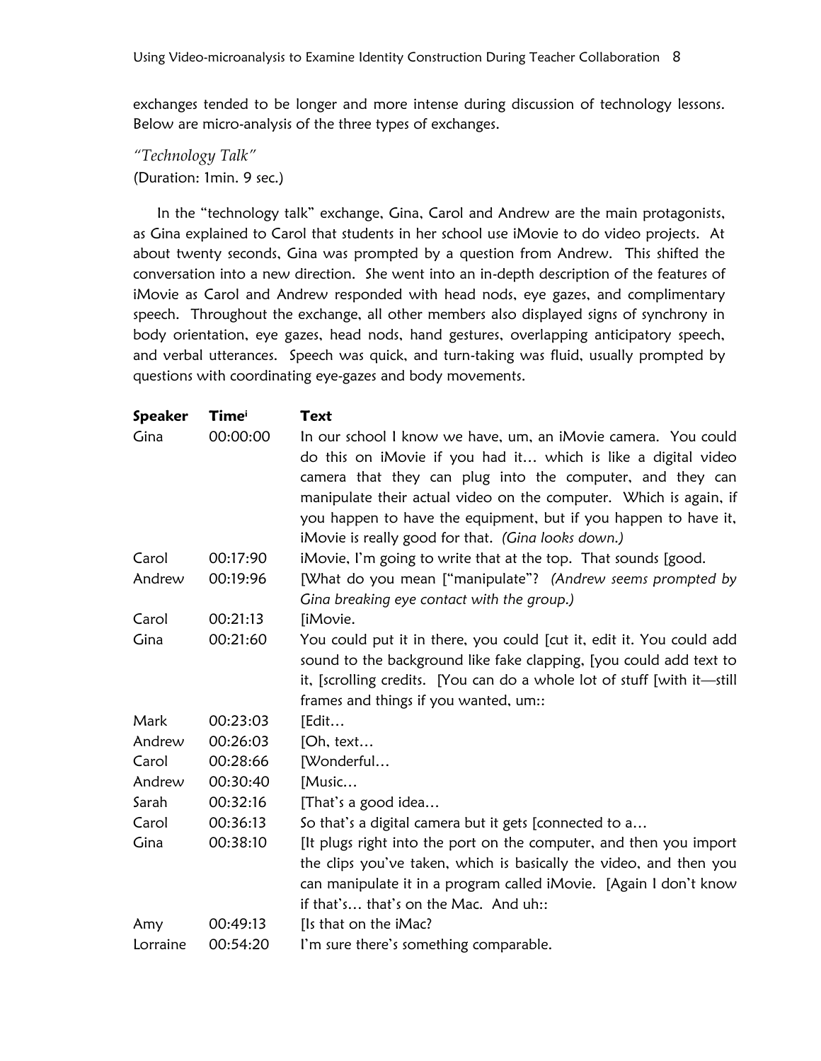exchanges tended to be longer and more intense during discussion of technology lessons. Below are micro-analysis of the three types of exchanges.

*"Technology Talk"*
(Duration: 1min. 9 sec.)

In the "technology talk" exchange, Gina, Carol and Andrew are the main protagonists, as Gina explained to Carol that students in her school use iMovie to do video projects. At about twenty seconds, Gina was prompted by a question from Andrew. This shifted the conversation into a new direction. She went into an in-depth description of the features of iMovie as Carol and Andrew responded with head nods, eye gazes, and complimentary speech. Throughout the exchange, all other members also displayed signs of synchrony in body orientation, eye gazes, head nods, hand gestures, overlapping anticipatory speech, and verbal utterances. Speech was quick, and turn-taking was fluid, usually prompted by questions with coordinating eye-gazes and body movements.

| **Speaker** | **Time**[i] | **Text** |
|---|---|---|
| Gina | 00:00:00 | In our school I know we have, um, an iMovie camera. You could do this on iMovie if you had it… which is like a digital video camera that they can plug into the computer, and they can manipulate their actual video on the computer. Which is again, if you happen to have the equipment, but if you happen to have it, iMovie is really good for that. *(Gina looks down.)* |
| Carol | 00:17:90 | iMovie, I'm going to write that at the top. That sounds [good. |
| Andrew | 00:19:96 | [What do you mean ["manipulate"? *(Andrew seems prompted by Gina breaking eye contact with the group.)* |
| Carol | 00:21:13 | [iMovie. |
| Gina | 00:21:60 | You could put it in there, you could [cut it, edit it. You could add sound to the background like fake clapping, [you could add text to it, [scrolling credits. [You can do a whole lot of stuff [with it—still frames and things if you wanted, um:: |
| Mark | 00:23:03 | [Edit… |
| Andrew | 00:26:03 | [Oh, text… |
| Carol | 00:28:66 | [Wonderful… |
| Andrew | 00:30:40 | [Music… |
| Sarah | 00:32:16 | [That's a good idea… |
| Carol | 00:36:13 | So that's a digital camera but it gets [connected to a… |
| Gina | 00:38:10 | [It plugs right into the port on the computer, and then you import the clips you've taken, which is basically the video, and then you can manipulate it in a program called iMovie. [Again I don't know if that's… that's on the Mac. And uh:: |
| Amy | 00:49:13 | [Is that on the iMac? |
| Lorraine | 00:54:20 | I'm sure there's something comparable. |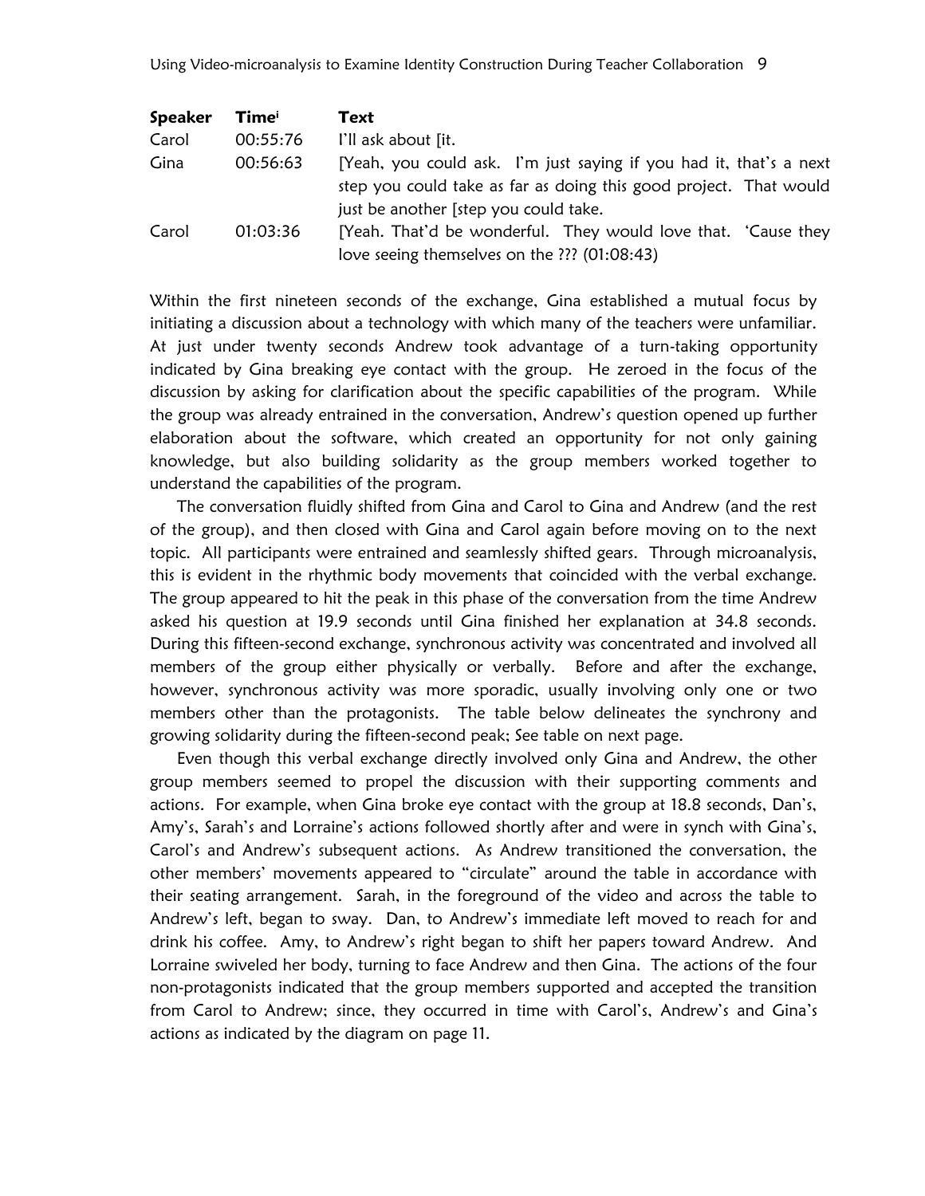| Speaker | Time[i] | Text |
|---|---|---|
| Carol | 00:55:76 | I'll ask about [it. |
| Gina | 00:56:63 | [Yeah, you could ask. I'm just saying if you had it, that's a next step you could take as far as doing this good project. That would just be another [step you could take. |
| Carol | 01:03:36 | [Yeah. That'd be wonderful. They would love that. 'Cause they love seeing themselves on the ??? (01:08:43) |

Within the first nineteen seconds of the exchange, Gina established a mutual focus by initiating a discussion about a technology with which many of the teachers were unfamiliar. At just under twenty seconds Andrew took advantage of a turn-taking opportunity indicated by Gina breaking eye contact with the group. He zeroed in the focus of the discussion by asking for clarification about the specific capabilities of the program. While the group was already entrained in the conversation, Andrew's question opened up further elaboration about the software, which created an opportunity for not only gaining knowledge, but also building solidarity as the group members worked together to understand the capabilities of the program.

The conversation fluidly shifted from Gina and Carol to Gina and Andrew (and the rest of the group), and then closed with Gina and Carol again before moving on to the next topic. All participants were entrained and seamlessly shifted gears. Through microanalysis, this is evident in the rhythmic body movements that coincided with the verbal exchange. The group appeared to hit the peak in this phase of the conversation from the time Andrew asked his question at 19.9 seconds until Gina finished her explanation at 34.8 seconds. During this fifteen-second exchange, synchronous activity was concentrated and involved all members of the group either physically or verbally. Before and after the exchange, however, synchronous activity was more sporadic, usually involving only one or two members other than the protagonists. The table below delineates the synchrony and growing solidarity during the fifteen-second peak; See table on next page.

Even though this verbal exchange directly involved only Gina and Andrew, the other group members seemed to propel the discussion with their supporting comments and actions. For example, when Gina broke eye contact with the group at 18.8 seconds, Dan's, Amy's, Sarah's and Lorraine's actions followed shortly after and were in synch with Gina's, Carol's and Andrew's subsequent actions. As Andrew transitioned the conversation, the other members' movements appeared to "circulate" around the table in accordance with their seating arrangement. Sarah, in the foreground of the video and across the table to Andrew's left, began to sway. Dan, to Andrew's immediate left moved to reach for and drink his coffee. Amy, to Andrew's right began to shift her papers toward Andrew. And Lorraine swiveled her body, turning to face Andrew and then Gina. The actions of the four non-protagonists indicated that the group members supported and accepted the transition from Carol to Andrew; since, they occurred in time with Carol's, Andrew's and Gina's actions as indicated by the diagram on page 11.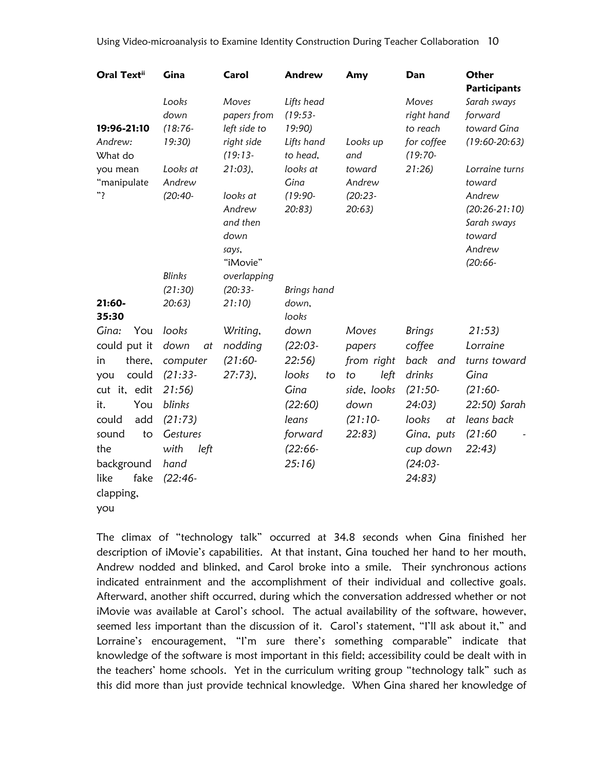| Oral Text[ii] | Gina | Carol | Andrew | Amy | Dan | Other Participants |
|---|---|---|---|---|---|---|
| **19:96-21:10** *Andrew: What do you mean "manipulate"?* | *Looks down (18:76-19:30)* *Looks at Andrew (20:40-21:30) Blinks (21:30)* | *Moves papers from left side to right side (19:13-21:03), looks at Andrew and then down says, "iMovie" overlapping (20:33-21:10)* | *Lifts head (19:53-19:90) Lifts hand to head, looks at Gina (19:90-20:83)* | *Looks up and toward Andrew (20:23-20:63)* | *Moves right hand to reach for coffee (19:70-21:26)* | *Sarah sways forward toward Gina (19:60-20:63)* *Lorraine turns toward Andrew (20:26-21:10) Sarah sways toward Andrew (20:66-21:53)* |
| **21:60-35:30** *Gina: You could put it in there, you could cut it, edit it. You could add sound to the background like fake clapping, you* | *looks down at computer (21:33-21:56) blinks (21:73) Gestures with left hand (22:46-* | *Writing, nodding (21:60-27:73),* | *Brings hand down, looks down (22:03-22:56) looks to Gina (22:60) leans forward (22:66-25:16)* | *Moves papers from right to left side, looks down (21:10-22:83)* | *Brings coffee back and drinks (21:50-24:03) looks at Gina, puts cup down (24:03-24:83)* | *Lorraine turns toward Gina (21:60-22:50) Sarah leans back (21:60 - 22:43)* |

The climax of "technology talk" occurred at 34.8 seconds when Gina finished her description of iMovie's capabilities. At that instant, Gina touched her hand to her mouth, Andrew nodded and blinked, and Carol broke into a smile. Their synchronous actions indicated entrainment and the accomplishment of their individual and collective goals. Afterward, another shift occurred, during which the conversation addressed whether or not iMovie was available at Carol's school. The actual availability of the software, however, seemed less important than the discussion of it. Carol's statement, "I'll ask about it," and Lorraine's encouragement, "I'm sure there's something comparable" indicate that knowledge of the software is most important in this field; accessibility could be dealt with in the teachers' home schools. Yet in the curriculum writing group "technology talk" such as this did more than just provide technical knowledge. When Gina shared her knowledge of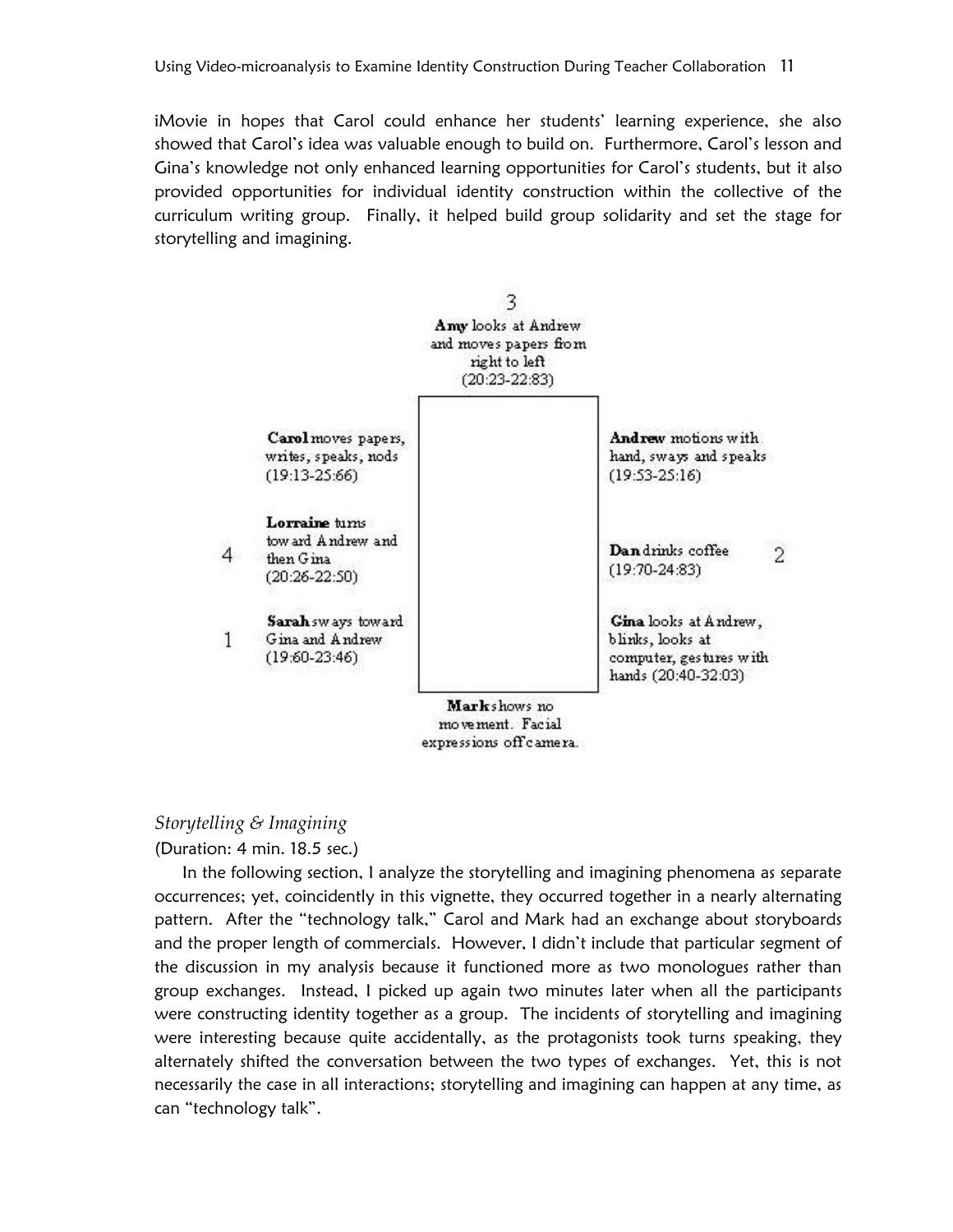iMovie in hopes that Carol could enhance her students' learning experience, she also showed that Carol's idea was valuable enough to build on. Furthermore, Carol's lesson and Gina's knowledge not only enhanced learning opportunities for Carol's students, but it also provided opportunities for individual identity construction within the collective of the curriculum writing group. Finally, it helped build group solidarity and set the stage for storytelling and imagining.

3

**Amy** looks at Andrew and moves papers from right to left (20:23-22:83)

**Carol** moves papers, writes, speaks, nods (19:13-25:66)

**Andrew** motions with hand, sways and speaks (19:53-25:16)

4 **Lorraine** turns toward Andrew and then Gina (20:26-22:50)

**Dan** drinks coffee (19:70-24:83) 2

1 **Sarah** sways toward Gina and Andrew (19:60-23:46)

**Gina** looks at Andrew, blinks, looks at computer, gestures with hands (20:40-32:03)

**Mark** shows no movement. Facial expressions off camera.

*Storytelling & Imagining*

(Duration: 4 min. 18.5 sec.)

In the following section, I analyze the storytelling and imagining phenomena as separate occurrences; yet, coincidently in this vignette, they occurred together in a nearly alternating pattern. After the "technology talk," Carol and Mark had an exchange about storyboards and the proper length of commercials. However, I didn't include that particular segment of the discussion in my analysis because it functioned more as two monologues rather than group exchanges. Instead, I picked up again two minutes later when all the participants were constructing identity together as a group. The incidents of storytelling and imagining were interesting because quite accidentally, as the protagonists took turns speaking, they alternately shifted the conversation between the two types of exchanges. Yet, this is not necessarily the case in all interactions; storytelling and imagining can happen at any time, as can "technology talk".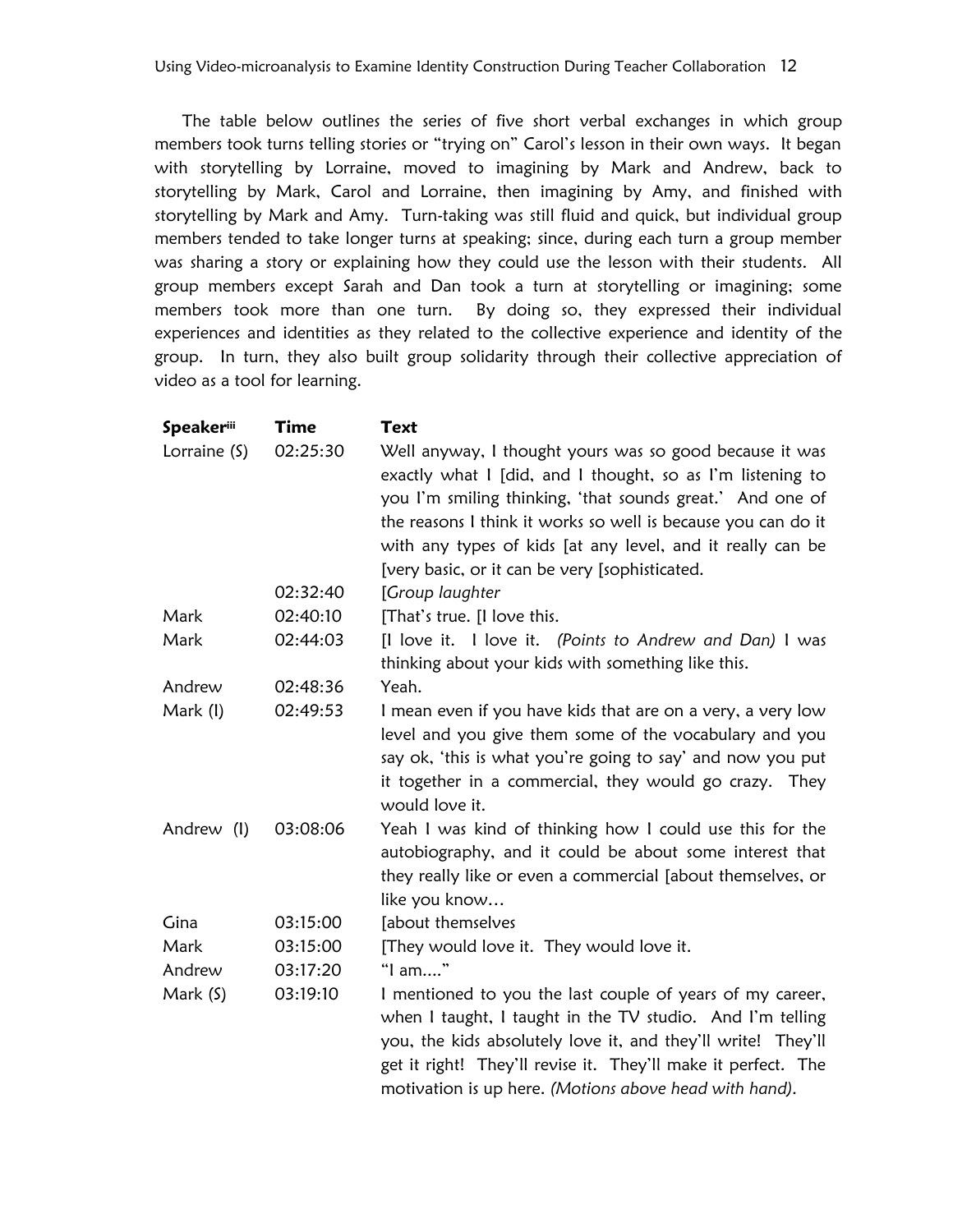The table below outlines the series of five short verbal exchanges in which group members took turns telling stories or "trying on" Carol's lesson in their own ways. It began with storytelling by Lorraine, moved to imagining by Mark and Andrew, back to storytelling by Mark, Carol and Lorraine, then imagining by Amy, and finished with storytelling by Mark and Amy. Turn-taking was still fluid and quick, but individual group members tended to take longer turns at speaking; since, during each turn a group member was sharing a story or explaining how they could use the lesson with their students. All group members except Sarah and Dan took a turn at storytelling or imagining; some members took more than one turn. By doing so, they expressed their individual experiences and identities as they related to the collective experience and identity of the group. In turn, they also built group solidarity through their collective appreciation of video as a tool for learning.

| **Speaker**[iii] | **Time** | **Text** |
|---|---|---|
| Lorraine (S) | 02:25:30 | Well anyway, I thought yours was so good because it was exactly what I [did, and I thought, so as I'm listening to you I'm smiling thinking, 'that sounds great.' And one of the reasons I think it works so well is because you can do it with any types of kids [at any level, and it really can be [very basic, or it can be very [sophisticated. |
| | 02:32:40 | [*Group laughter* |
| Mark | 02:40:10 | [That's true. [I love this. |
| Mark | 02:44:03 | [I love it. I love it. *(Points to Andrew and Dan)* I was thinking about your kids with something like this. |
| Andrew | 02:48:36 | Yeah. |
| Mark (I) | 02:49:53 | I mean even if you have kids that are on a very, a very low level and you give them some of the vocabulary and you say ok, 'this is what you're going to say' and now you put it together in a commercial, they would go crazy. They would love it. |
| Andrew (I) | 03:08:06 | Yeah I was kind of thinking how I could use this for the autobiography, and it could be about some interest that they really like or even a commercial [about themselves, or like you know… |
| Gina | 03:15:00 | [about themselves |
| Mark | 03:15:00 | [They would love it. They would love it. |
| Andrew | 03:17:20 | "I am…." |
| Mark (S) | 03:19:10 | I mentioned to you the last couple of years of my career, when I taught, I taught in the TV studio. And I'm telling you, the kids absolutely love it, and they'll write! They'll get it right! They'll revise it. They'll make it perfect. The motivation is up here. *(Motions above head with hand).* |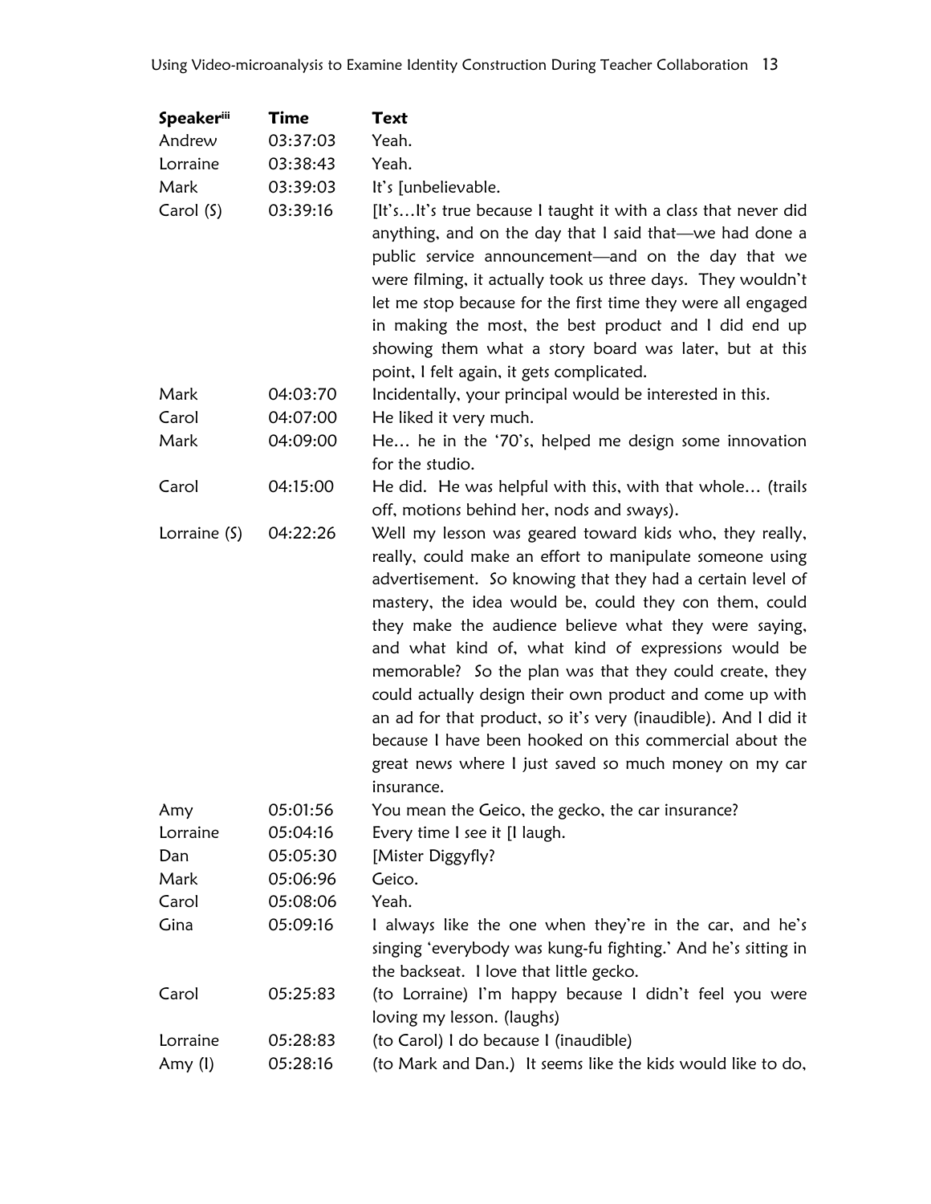| Speaker[iii] | Time | Text |
|---|---|---|
| Andrew | 03:37:03 | Yeah. |
| Lorraine | 03:38:43 | Yeah. |
| Mark | 03:39:03 | It's [unbelievable. |
| Carol (S) | 03:39:16 | [It's…It's true because I taught it with a class that never did anything, and on the day that I said that—we had done a public service announcement—and on the day that we were filming, it actually took us three days. They wouldn't let me stop because for the first time they were all engaged in making the most, the best product and I did end up showing them what a story board was later, but at this point, I felt again, it gets complicated. |
| Mark | 04:03:70 | Incidentally, your principal would be interested in this. |
| Carol | 04:07:00 | He liked it very much. |
| Mark | 04:09:00 | He… he in the '70's, helped me design some innovation for the studio. |
| Carol | 04:15:00 | He did. He was helpful with this, with that whole… (trails off, motions behind her, nods and sways). |
| Lorraine (S) | 04:22:26 | Well my lesson was geared toward kids who, they really, really, could make an effort to manipulate someone using advertisement. So knowing that they had a certain level of mastery, the idea would be, could they con them, could they make the audience believe what they were saying, and what kind of, what kind of expressions would be memorable? So the plan was that they could create, they could actually design their own product and come up with an ad for that product, so it's very (inaudible). And I did it because I have been hooked on this commercial about the great news where I just saved so much money on my car insurance. |
| Amy | 05:01:56 | You mean the Geico, the gecko, the car insurance? |
| Lorraine | 05:04:16 | Every time I see it [I laugh. |
| Dan | 05:05:30 | [Mister Diggyfly? |
| Mark | 05:06:96 | Geico. |
| Carol | 05:08:06 | Yeah. |
| Gina | 05:09:16 | I always like the one when they're in the car, and he's singing 'everybody was kung-fu fighting.' And he's sitting in the backseat. I love that little gecko. |
| Carol | 05:25:83 | (to Lorraine) I'm happy because I didn't feel you were loving my lesson. (laughs) |
| Lorraine | 05:28:83 | (to Carol) I do because I (inaudible) |
| Amy (I) | 05:28:16 | (to Mark and Dan.) It seems like the kids would like to do, |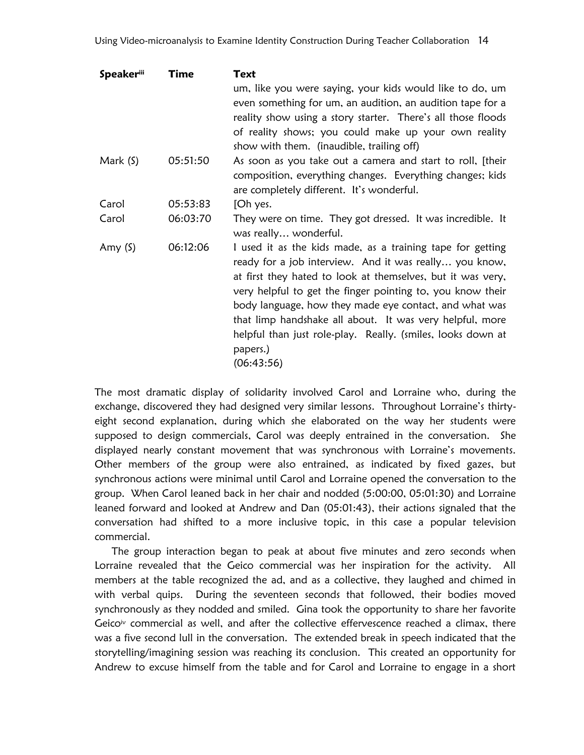| Speaker[iii] | Time | Text |
|---|---|---|
| | | um, like you were saying, your kids would like to do, um even something for um, an audition, an audition tape for a reality show using a story starter. There's all those floods of reality shows; you could make up your own reality show with them. (inaudible, trailing off) |
| Mark (S) | 05:51:50 | As soon as you take out a camera and start to roll, [their composition, everything changes. Everything changes; kids are completely different. It's wonderful. |
| Carol | 05:53:83 | [Oh yes. |
| Carol | 06:03:70 | They were on time. They got dressed. It was incredible. It was really… wonderful. |
| Amy (S) | 06:12:06 | I used it as the kids made, as a training tape for getting ready for a job interview. And it was really… you know, at first they hated to look at themselves, but it was very, very helpful to get the finger pointing to, you know their body language, how they made eye contact, and what was that limp handshake all about. It was very helpful, more helpful than just role-play. Really. (smiles, looks down at papers.) (06:43:56) |

The most dramatic display of solidarity involved Carol and Lorraine who, during the exchange, discovered they had designed very similar lessons. Throughout Lorraine's thirty-eight second explanation, during which she elaborated on the way her students were supposed to design commercials, Carol was deeply entrained in the conversation. She displayed nearly constant movement that was synchronous with Lorraine's movements. Other members of the group were also entrained, as indicated by fixed gazes, but synchronous actions were minimal until Carol and Lorraine opened the conversation to the group. When Carol leaned back in her chair and nodded (5:00:00, 05:01:30) and Lorraine leaned forward and looked at Andrew and Dan (05:01:43), their actions signaled that the conversation had shifted to a more inclusive topic, in this case a popular television commercial.

The group interaction began to peak at about five minutes and zero seconds when Lorraine revealed that the Geico commercial was her inspiration for the activity. All members at the table recognized the ad, and as a collective, they laughed and chimed in with verbal quips. During the seventeen seconds that followed, their bodies moved synchronously as they nodded and smiled. Gina took the opportunity to share her favorite Geico[iv] commercial as well, and after the collective effervescence reached a climax, there was a five second lull in the conversation. The extended break in speech indicated that the storytelling/imagining session was reaching its conclusion. This created an opportunity for Andrew to excuse himself from the table and for Carol and Lorraine to engage in a short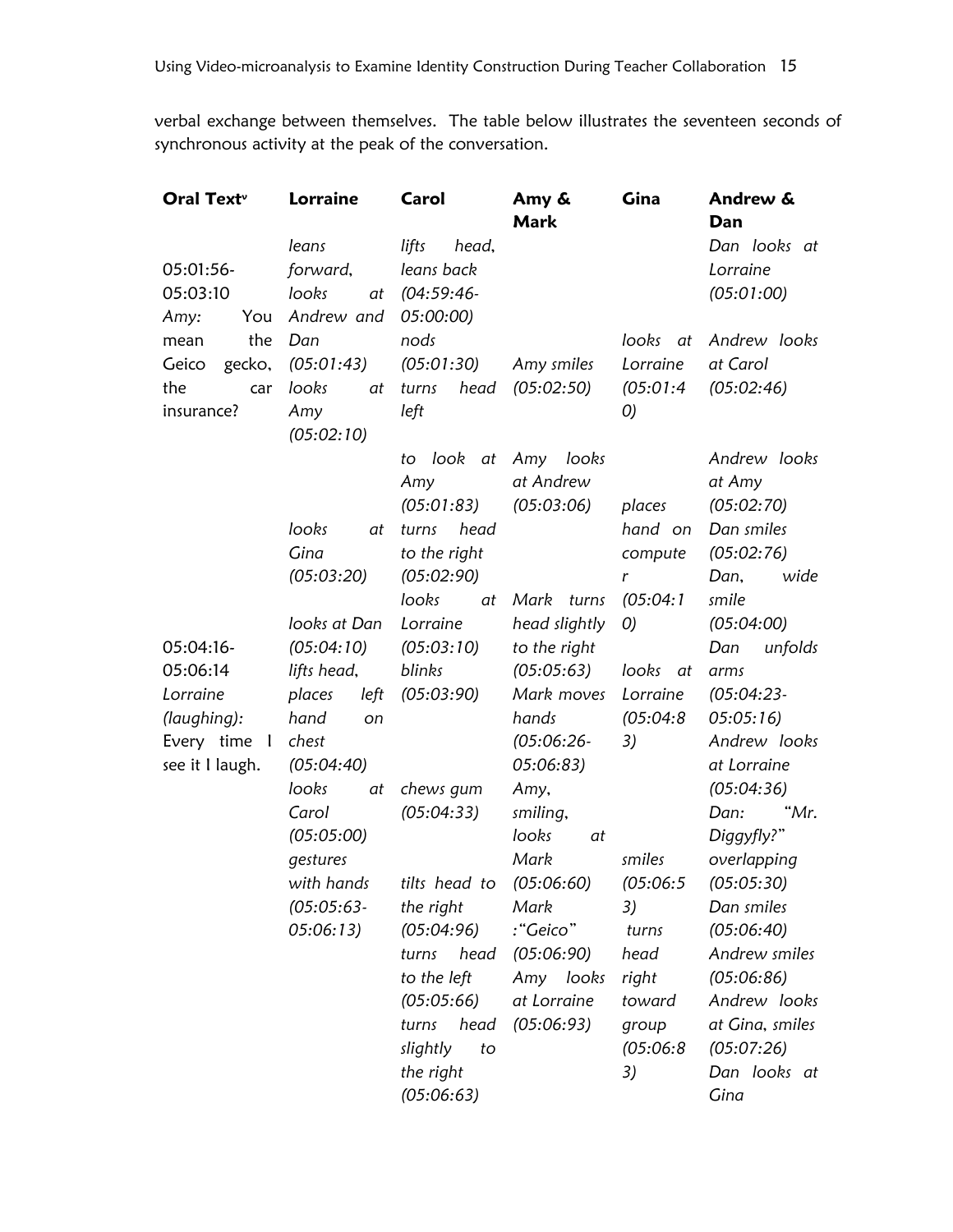verbal exchange between themselves. The table below illustrates the seventeen seconds of synchronous activity at the peak of the conversation.

| Oral Text[v] | Lorraine | Carol | Amy & Mark | Gina | Andrew & Dan |
|---|---|---|---|---|---|
| 05:01:56-05:03:10 Amy: You mean the Geico gecko, the car insurance? | *leans forward, looks at Andrew and Dan (05:01:43) looks at Amy (05:02:10) looks at Gina (05:03:20)* | *lifts head, leans back (04:59:46-05:00:00) nods (05:01:30) turns head left to look at Amy (05:01:83) turns head to the right (05:02:90) looks at Lorraine (05:03:10)* | *Amy smiles (05:02:50) Amy looks at Andrew (05:03:06)* | *looks at Lorraine (05:01:40) places hand on computer (05:04:10)* | *Dan looks at Lorraine (05:01:00) Andrew looks at Carol (05:02:46) Andrew looks at Amy (05:02:70) Dan smiles (05:02:76) Dan, wide smile (05:04:00)* |
| 05:04:16-05:06:14 Lorraine (laughing): Every time I see it I laugh. | *looks at Dan (05:04:10) lifts head, places left hand on chest (05:04:40) looks at Carol (05:05:00) gestures with hands (05:05:63-05:06:13)* | *blinks (05:03:90) chews gum (05:04:33) tilts head to the right (05:04:96) turns head to the left (05:05:66) turns head slightly to the right (05:06:63)* | *Mark turns head slightly to the right (05:05:63) Mark moves hands (05:06:26-05:06:83) Amy, smiling, looks at Mark (05:06:60) Mark :"Geico" (05:06:90) Amy looks at Lorraine (05:06:93)* | *looks at Lorraine (05:04:83) smiles (05:06:53) turns head right toward group (05:06:83)* | *Dan unfolds arms (05:04:23-05:05:16) Andrew looks at Lorraine (05:04:36) Dan: "Mr. Diggyfly?" overlapping (05:05:30) Dan smiles (05:06:40) Andrew smiles (05:06:86) Andrew looks at Gina, smiles (05:07:26) Dan looks at Gina* |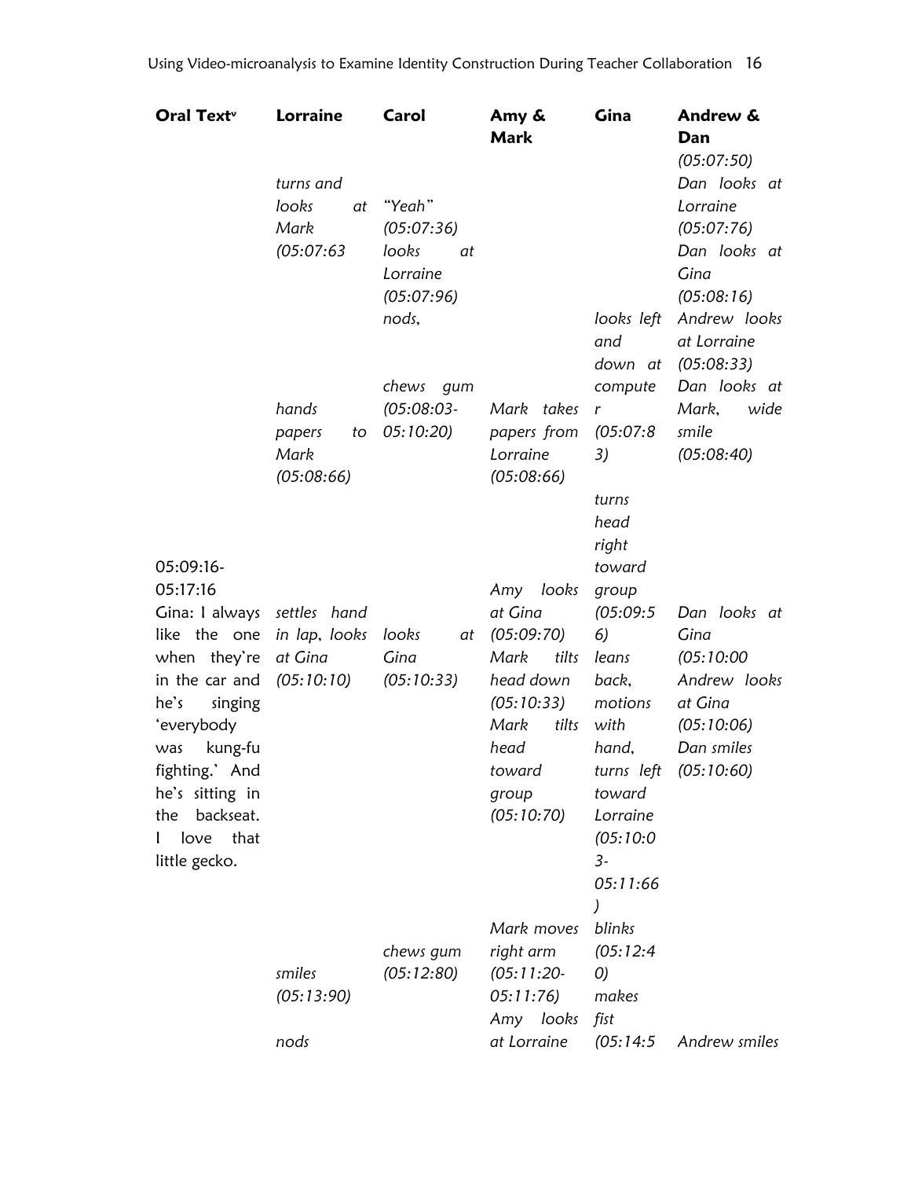| Oral Text[v] | Lorraine | Carol | Amy & Mark | Gina | Andrew & Dan |
|---|---|---|---|---|---|
| | *turns and looks at Mark (05:07:63* | *"Yeah" (05:07:36) looks at Lorraine (05:07:96) nods,* | | | *(05:07:50) Dan looks at Lorraine (05:07:76) Dan looks at Gina (05:08:16)* |
| | *hands papers to Mark (05:08:66)* | *chews gum (05:08:03-05:10:20)* | *Mark takes papers from Lorraine (05:08:66)* | *looks left and down at computer (05:07:83)* | *Andrew looks at Lorraine (05:08:33) Dan looks at Mark, wide smile (05:08:40)* |
| 05:09:16-05:17:16 Gina: I always like the one when they're in the car and he's singing 'everybody was kung-fu fighting.' And he's sitting in the backseat. I love that little gecko. | *settles hand in lap, looks at Gina (05:10:10)* | *looks at Gina (05:10:33)* | *Amy looks at Gina (05:09:70) Mark tilts head down (05:10:33) Mark tilts head toward group (05:10:70)* | *turns head right toward group (05:09:56) leans back, motions with hand, turns left toward Lorraine (05:10:03-05:11:66)* | *Dan looks at Gina (05:10:00 Andrew looks at Gina (05:10:06) Dan smiles (05:10:60)* |
| | *smiles (05:13:90)* | *chews gum (05:12:80)* | *Mark moves right arm (05:11:20-05:11:76)* | *blinks (05:12:40)* | |
| | *nods* | | *Amy looks at Lorraine* | *makes fist (05:14:5* | *Andrew smiles* |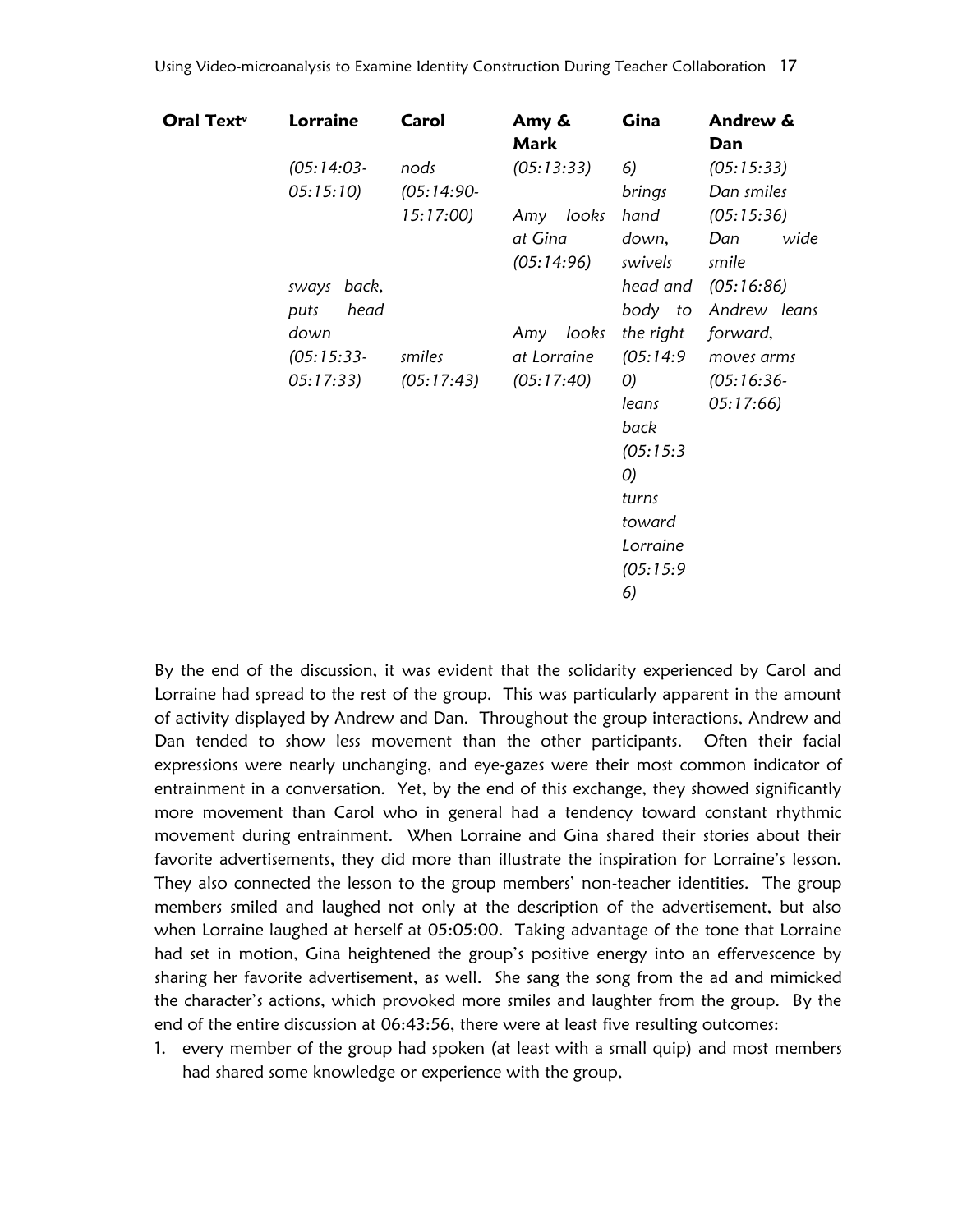| Oral Text[v] | Lorraine | Carol | Amy & Mark | Gina | Andrew & Dan |
|---|---|---|---|---|---|
| | *(05:14:03-05:15:10)* *sways back, puts head down (05:15:33-05:17:33)* | *nods (05:14:90-15:17:00)* *smiles (05:17:43)* | *(05:13:33)* *Amy looks at Gina (05:14:96)* *Amy looks at Lorraine (05:17:40)* | *6) brings hand down, swivels head and body to the right (05:14:90) leans back (05:15:30) turns toward Lorraine (05:15:96)* | *(05:15:33) Dan smiles (05:15:36) Dan wide smile (05:16:86) Andrew leans forward, moves arms (05:16:36-05:17:66)* |

By the end of the discussion, it was evident that the solidarity experienced by Carol and Lorraine had spread to the rest of the group. This was particularly apparent in the amount of activity displayed by Andrew and Dan. Throughout the group interactions, Andrew and Dan tended to show less movement than the other participants. Often their facial expressions were nearly unchanging, and eye-gazes were their most common indicator of entrainment in a conversation. Yet, by the end of this exchange, they showed significantly more movement than Carol who in general had a tendency toward constant rhythmic movement during entrainment. When Lorraine and Gina shared their stories about their favorite advertisements, they did more than illustrate the inspiration for Lorraine's lesson. They also connected the lesson to the group members' non-teacher identities. The group members smiled and laughed not only at the description of the advertisement, but also when Lorraine laughed at herself at 05:05:00. Taking advantage of the tone that Lorraine had set in motion, Gina heightened the group's positive energy into an effervescence by sharing her favorite advertisement, as well. She sang the song from the ad and mimicked the character's actions, which provoked more smiles and laughter from the group. By the end of the entire discussion at 06:43:56, there were at least five resulting outcomes:

1. every member of the group had spoken (at least with a small quip) and most members had shared some knowledge or experience with the group,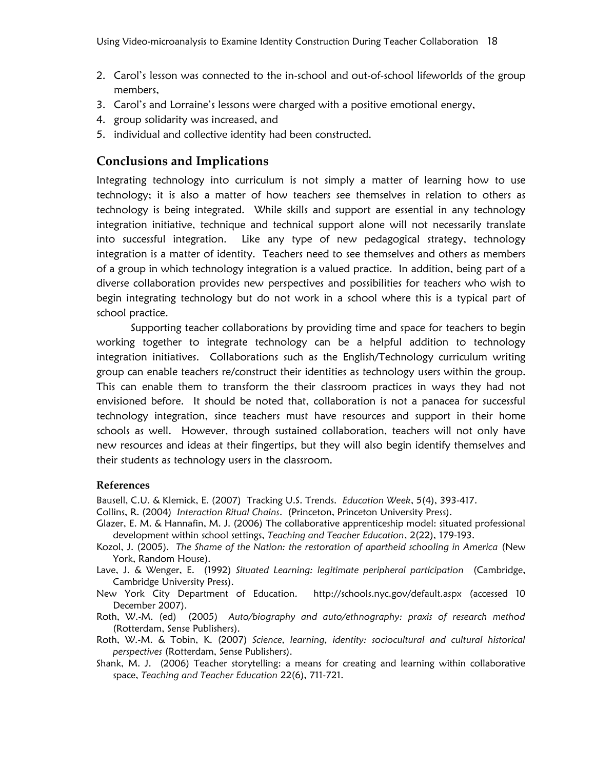2. Carol's lesson was connected to the in-school and out-of-school lifeworlds of the group members,
3. Carol's and Lorraine's lessons were charged with a positive emotional energy,
4. group solidarity was increased, and
5. individual and collective identity had been constructed.

## Conclusions and Implications

Integrating technology into curriculum is not simply a matter of learning how to use technology; it is also a matter of how teachers see themselves in relation to others as technology is being integrated. While skills and support are essential in any technology integration initiative, technique and technical support alone will not necessarily translate into successful integration. Like any type of new pedagogical strategy, technology integration is a matter of identity. Teachers need to see themselves and others as members of a group in which technology integration is a valued practice. In addition, being part of a diverse collaboration provides new perspectives and possibilities for teachers who wish to begin integrating technology but do not work in a school where this is a typical part of school practice.

Supporting teacher collaborations by providing time and space for teachers to begin working together to integrate technology can be a helpful addition to technology integration initiatives. Collaborations such as the English/Technology curriculum writing group can enable teachers re/construct their identities as technology users within the group. This can enable them to transform the their classroom practices in ways they had not envisioned before. It should be noted that, collaboration is not a panacea for successful technology integration, since teachers must have resources and support in their home schools as well. However, through sustained collaboration, teachers will not only have new resources and ideas at their fingertips, but they will also begin identify themselves and their students as technology users in the classroom.

### References

Bausell, C.U. & Klemick, E. (2007) Tracking U.S. Trends. *Education Week*, 5(4), 393-417.

Collins, R. (2004) *Interaction Ritual Chains*. (Princeton, Princeton University Press).

Glazer, E. M. & Hannafin, M. J. (2006) The collaborative apprenticeship model: situated professional development within school settings, *Teaching and Teacher Education*, 2(22), 179-193.

Kozol, J. (2005). *The Shame of the Nation: the restoration of apartheid schooling in America* (New York, Random House).

Lave, J. & Wenger, E. (1992) *Situated Learning: legitimate peripheral participation* (Cambridge, Cambridge University Press).

New York City Department of Education. http://schools.nyc.gov/default.aspx (accessed 10 December 2007).

Roth, W.-M. (ed) (2005) *Auto/biography and auto/ethnography: praxis of research method* (Rotterdam, Sense Publishers).

Roth, W.-M. & Tobin, K. (2007) *Science, learning, identity: sociocultural and cultural historical perspectives* (Rotterdam, Sense Publishers).

Shank, M. J. (2006) Teacher storytelling: a means for creating and learning within collaborative space, *Teaching and Teacher Education* 22(6), 711-721.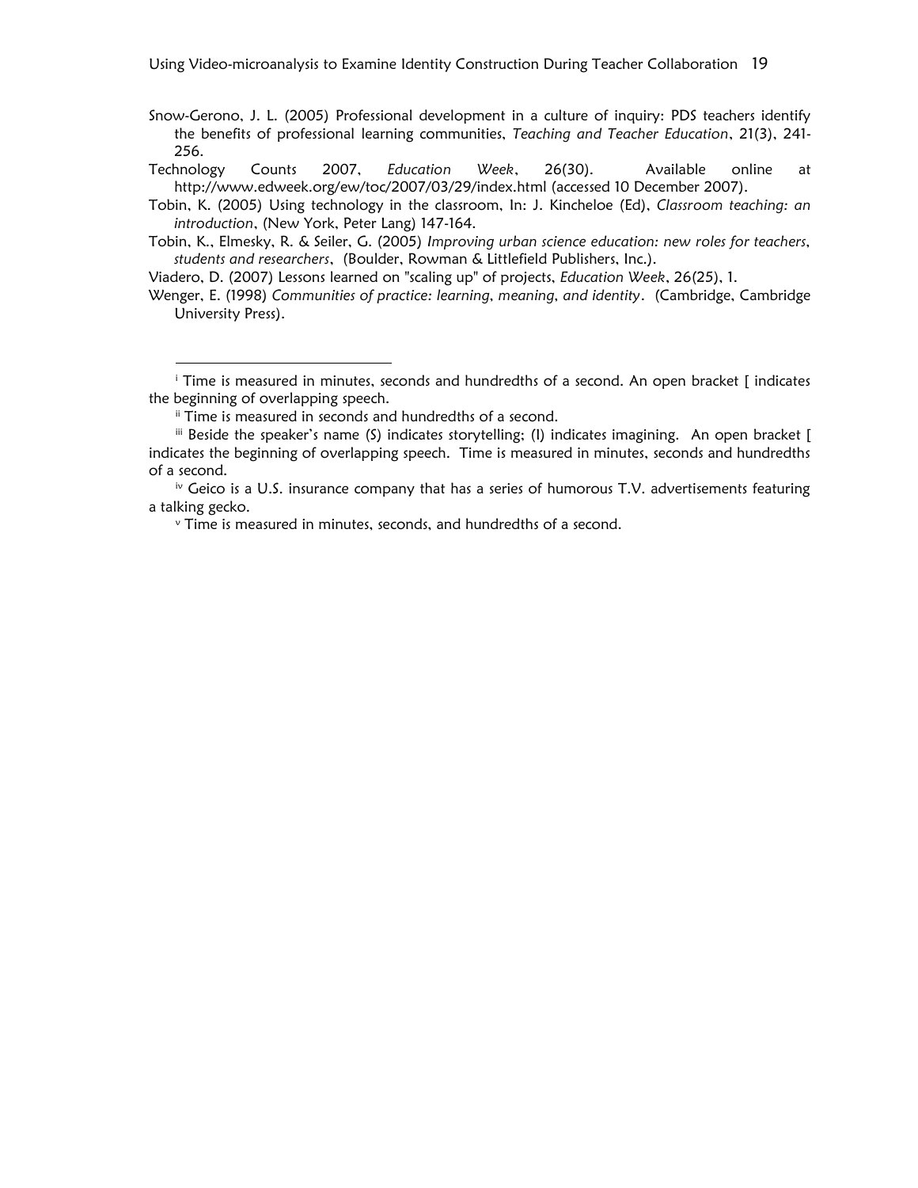Snow-Gerono, J. L. (2005) Professional development in a culture of inquiry: PDS teachers identify the benefits of professional learning communities, *Teaching and Teacher Education*, 21(3), 241-256.

Technology Counts 2007, *Education Week*, 26(30). Available online at http://www.edweek.org/ew/toc/2007/03/29/index.html (accessed 10 December 2007).

Tobin, K. (2005) Using technology in the classroom, In: J. Kincheloe (Ed), *Classroom teaching: an introduction*, (New York, Peter Lang) 147-164.

Tobin, K., Elmesky, R. & Seiler, G. (2005) *Improving urban science education: new roles for teachers, students and researchers*, (Boulder, Rowman & Littlefield Publishers, Inc.).

Viadero, D. (2007) Lessons learned on "scaling up" of projects, *Education Week*, 26(25), 1.

Wenger, E. (1998) *Communities of practice: learning, meaning, and identity*. (Cambridge, Cambridge University Press).

---

[i] Time is measured in minutes, seconds and hundredths of a second. An open bracket [ indicates the beginning of overlapping speech.

[ii] Time is measured in seconds and hundredths of a second.

[iii] Beside the speaker's name (S) indicates storytelling; (I) indicates imagining. An open bracket [ indicates the beginning of overlapping speech. Time is measured in minutes, seconds and hundredths of a second.

[iv] Geico is a U.S. insurance company that has a series of humorous T.V. advertisements featuring a talking gecko.

[v] Time is measured in minutes, seconds, and hundredths of a second.